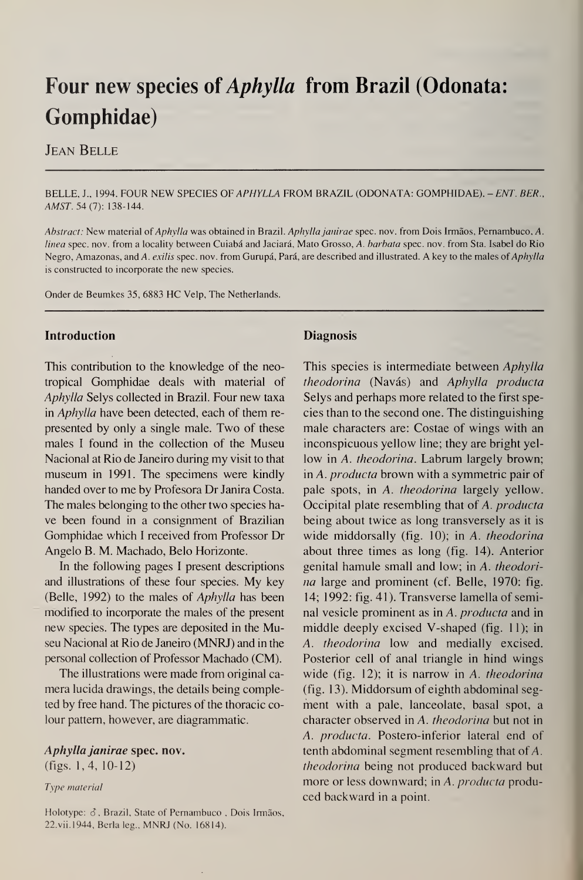# Four new species of *Aphylla* from Brazil (Odonata: Gomphidae)

Jean Belle

BELLE, J., 1994. FOUR NEW SPECIES OF *APHYLLA* FROM BRAZIL (ODONATA: GOMPHIDAE). – *ENT. BER., AMST.* 54 (7): 138-144.

*Abstract:* New material of *Aphylla* was obtained in Brazil. *Aphylla janirae* spec. nov. from Dois Irmãos, Pernambuco, *A. linea* spec. nov. from a locality between Cuiabá and Jaciará, Mato Grosso, *A. barbata* spec. nov. from Sta. Isabel do Rio Negro, Amazonas, and *A. exilis* spec. nov. from Gurupá, Pará, are described and illustrated. A key to the males of *Aphylla* is constructed to incorporate the new species.

Onder de Beumkes 35, 6883 HC Velp, The Netherlands.

## Introduction

This contribution to the knowledge of the neotropical Gomphidae deals with material of *Aphylla* Selys collected in Brazil. Four new taxa in *Aphylla* have been detected, each of them represented by only a single male. Two of these males I found in the collection of the Museu Nacional at Rio de Janeiro during my visit to that museum in 1991. The specimens were kindly handed over to me by Profesora Dr Janira Costa. The males belonging to the other two species have been found in a consignment of Brazilian Gomphidae which I received from Professor Dr Angelo B. M. Machado, Belo Horizonte.

In the following pages I present descriptions and illustrations of these four species. My key (Belle, 1992) to the males of *Aphylla* has been modified to incorporate the males of the present new species. The types are deposited in the Museu Nacional at Rio de Janeiro (MNRJ) and in the personal collection of Professor Machado (CM).

The illustrations were made from original camera lucida drawings, the details being completed by free hand. The pictures of the thoracic colour pattern, however, are diagrammatic.

### *Aphylla janirae* spec. nov.

(figs. 1, 4, 10-12)

*Type material*

Holotype: ♂, Brazil, State of Pernambuco , Dois Irmãos, 22.vii.1944, Berla leg., MNRJ (No. 16814).

## Diagnosis

This species is intermediate between *Aphylla theodorina* (Navás) and *Aphylla producta* Selys and perhaps more related to the first species than to the second one. The distinguishing male characters are: Costae of wings with an inconspicuous yellow line; they are bright yellow in *A. theodorina*. Labrum largely brown; in *A. producta* brown with a symmetric pair of pale spots, in *A. theodorina* largely yellow. Occipital plate resembling that of *A. producta* being about twice as long transversely as it is wide middorsally (fig. 10); in *A. theodorina* about three times as long (fig. 14). Anterior genital hamule small and low; in *A. theodorina* large and prominent (cf. Belle, 1970: fig. 14; 1992: fig. 41). Transverse lamella of seminal vesicle prominent as in *A. producta* and in middle deeply excised V-shaped (fig. 11); in *A. theodorina* low and medially excised. Posterior cell of anal triangle in hind wings wide (fig. 12); it is narrow in *A. theodorina* (fig. 13). Middorsum of eighth abdominal segment with a pale, lanceolate, basal spot, a character observed in *A. theodorina* but not in *A. producta*. Postero-inferior lateral end of tenth abdominal segment resembling that of *A. theodorina* being not produced backward but more or less downward; in *A. producta* produced backward in a point.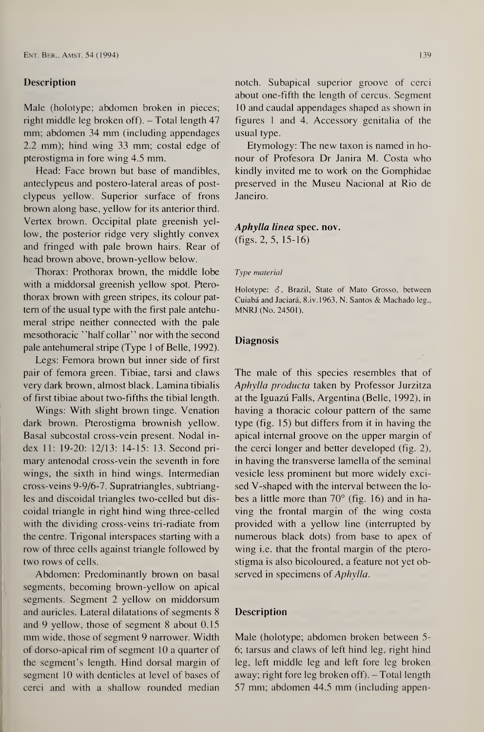## Description

Male (holotype; abdomen broken in pieces; right middle leg broken off). – Total length 47 mm; abdomen 34 mm (including appendages 2.2 mm); hind wing 33 mm; costal edge of pterostigma in fore wing 4.5 mm.

Head: Face brown but base of mandibles, anteclypeus and postero-lateral areas of postclypeus yellow. Superior surface of frons brown along base, yellow for its anterior third. Vertex brown. Occipital plate greenish yellow, the posterior ridge very slightly convex and fringed with pale brown hairs. Rear of head brown above, brown-yellow below.

Thorax: Prothorax brown, the middle lobe with a middorsal greenish yellow spot. Pterothorax brown with green stripes, its colour pattern of the usual type with the first pale antehumeral stripe neither connected with the pale mesothoracic "half collar" nor with the second pale antehumeral stripe (Type 1 of Belle, 1992).

Legs: Femora brown but inner side of first pair of femora green. Tibiae, tarsi and claws very dark brown, almost black. Lamina tibialis of first tibiae about two-fifths the tibial length.

Wings: With slight brown tinge. Venation dark brown. Pterostigma brownish yellow. Basal subcostal cross-vein present. Nodal index 11: 19-20: 12/13: 14-15: 13. Second primary antenodal cross-vein the seventh in fore wings, the sixth in hind wings. Intermedian cross-veins 9-9/6-7. Supratriangles, subtriangles and discoidal triangles two-celled but discoidal triangle in right hind wing three-celled with the dividing cross-veins tri-radiate from the centre. Trigonal interspaces starting with a row of three cells against triangle followed by two rows of cells.

Abdomen: Predominantly brown on basal segments, becoming brown-yellow on apical segments. Segment 2 yellow on middorsum and auricles. Lateral dilatations of segments 8 and 9 yellow, those of segment 8 about 0.15 mm wide, those of segment 9 narrower. Width of dorso-apical rim of segment 10 a quarter of the segment's length. Hind dorsal margin of segment 10 with denticles at level of bases of cerci and with a shallow rounded median notch. Subapical superior groove of cerci about one-fifth the length of cercus. Segment 10 and caudal appendages shaped as shown in figures 1 and 4. Accessory genitalia of the usual type.

Etymology: The new taxon is named in honour of Profesora Dr Janira M. Costa who kindly invited me to work on the Gomphidae preserved in the Museu Nacional at Rio de Janeiro.

### *Aphylla linea* spec. nov.
(figs. 2, 5, 15-16)

*Type material*

Holotype: ♂, Brazil, State of Mato Grosso, between Cuiabá and Jaciará, 8.iv.1963, N. Santos & Machado leg., MNRJ (No. 24501).

## Diagnosis

The male of this species resembles that of *Aphylla producta* taken by Professor Jurzitza at the Iguazú Falls, Argentina (Belle, 1992), in having a thoracic colour pattern of the same type (fig. 15) but differs from it in having the apical internal groove on the upper margin of the cerci longer and better developed (fig. 2), in having the transverse lamella of the seminal vesicle less prominent but more widely excised V-shaped with the interval between the lobes a little more than 70° (fig. 16) and in having the frontal margin of the wing costa provided with a yellow line (interrupted by numerous black dots) from base to apex of wing i.e. that the frontal margin of the pterostigma is also bicoloured, a feature not yet observed in specimens of *Aphylla*.

## Description

Male (holotype; abdomen broken between 5-6; tarsus and claws of left hind leg, right hind leg, left middle leg and left fore leg broken away; right fore leg broken off). – Total length 57 mm; abdomen 44.5 mm (including appen-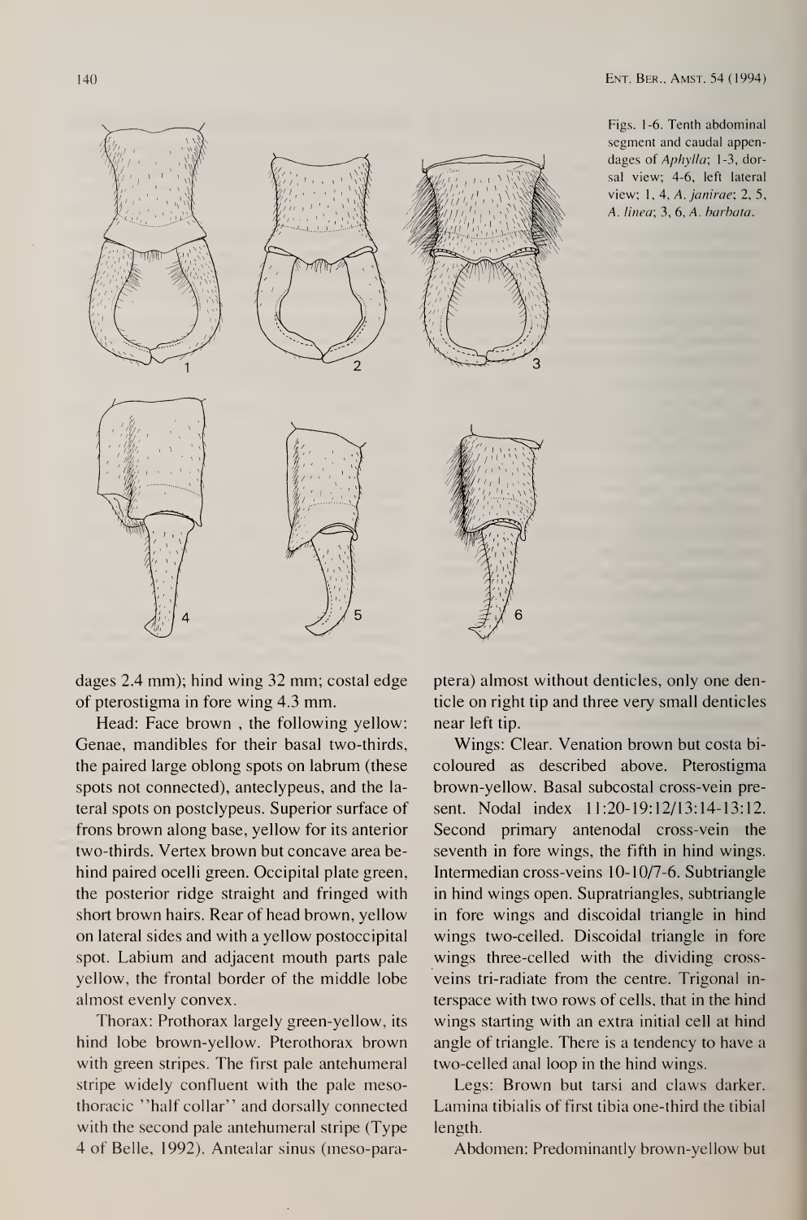Figs. 1-6. Tenth abdominal segment and caudal appendages of *Aphylla*; 1-3, dorsal view; 4-6, left lateral view; 1, 4, *A. janirae*; 2, 5, *A. linea*; 3, 6, *A. barbata*.

dages 2.4 mm); hind wing 32 mm; costal edge of pterostigma in fore wing 4.3 mm.

Head: Face brown , the following yellow: Genae, mandibles for their basal two-thirds, the paired large oblong spots on labrum (these spots not connected), anteclypeus, and the lateral spots on postclypeus. Superior surface of frons brown along base, yellow for its anterior two-thirds. Vertex brown but concave area behind paired ocelli green. Occipital plate green, the posterior ridge straight and fringed with short brown hairs. Rear of head brown, yellow on lateral sides and with a yellow postoccipital spot. Labium and adjacent mouth parts pale yellow, the frontal border of the middle lobe almost evenly convex.

Thorax: Prothorax largely green-yellow, its hind lobe brown-yellow. Pterothorax brown with green stripes. The first pale antehumeral stripe widely confluent with the pale mesothoracic "half collar" and dorsally connected with the second pale antehumeral stripe (Type 4 of Belle, 1992). Antealar sinus (meso-paraptera) almost without denticles, only one denticle on right tip and three very small denticles near left tip.

Wings: Clear. Venation brown but costa bicoloured as described above. Pterostigma brown-yellow. Basal subcostal cross-vein present. Nodal index 11:20-19:12/13:14-13:12. Second primary antenodal cross-vein the seventh in fore wings, the fifth in hind wings. Intermedian cross-veins 10-10/7-6. Subtriangle in hind wings open. Supratriangles, subtriangle in fore wings and discoidal triangle in hind wings two-celled. Discoidal triangle in fore wings three-celled with the dividing cross-veins tri-radiate from the centre. Trigonal interspace with two rows of cells, that in the hind wings starting with an extra initial cell at hind angle of triangle. There is a tendency to have a two-celled anal loop in the hind wings.

Legs: Brown but tarsi and claws darker. Lamina tibialis of first tibia one-third the tibial length.

Abdomen: Predominantly brown-yellow but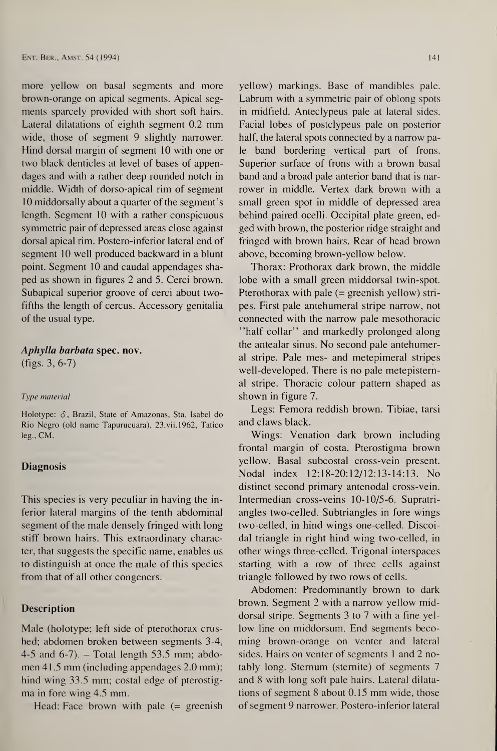more yellow on basal segments and more brown-orange on apical segments. Apical segments sparcely provided with short soft hairs. Lateral dilatations of eighth segment 0.2 mm wide, those of segment 9 slightly narrower. Hind dorsal margin of segment 10 with one or two black denticles at level of bases of appendages and with a rather deep rounded notch in middle. Width of dorso-apical rim of segment 10 middorsally about a quarter of the segment's length. Segment 10 with a rather conspicuous symmetric pair of depressed areas close against dorsal apical rim. Postero-inferior lateral end of segment 10 well produced backward in a blunt point. Segment 10 and caudal appendages shaped as shown in figures 2 and 5. Cerci brown. Subapical superior groove of cerci about two-fifths the length of cercus. Accessory genitalia of the usual type.

### *Aphylla barbata* spec. nov.

(figs. 3, 6-7)

#### *Type material*

Holotype: ♂, Brazil, State of Amazonas, Sta. Isabel do Rio Negro (old name Tapurucuara), 23.vii.1962, Tatico leg., CM.

## Diagnosis

This species is very peculiar in having the inferior lateral margins of the tenth abdominal segment of the male densely fringed with long stiff brown hairs. This extraordinary character, that suggests the specific name, enables us to distinguish at once the male of this species from that of all other congeners.

## Description

Male (holotype; left side of pterothorax crushed; abdomen broken between segments 3-4, 4-5 and 6-7). – Total length 53.5 mm; abdomen 41.5 mm (including appendages 2.0 mm); hind wing 33.5 mm; costal edge of pterostigma in fore wing 4.5 mm.

Head: Face brown with pale (= greenish yellow) markings. Base of mandibles pale. Labrum with a symmetric pair of oblong spots in midfield. Anteclypeus pale at lateral sides. Facial lobes of postclypeus pale on posterior half, the lateral spots connected by a narrow pale band bordering vertical part of frons. Superior surface of frons with a brown basal band and a broad pale anterior band that is narrower in middle. Vertex dark brown with a small green spot in middle of depressed area behind paired ocelli. Occipital plate green, edged with brown, the posterior ridge straight and fringed with brown hairs. Rear of head brown above, becoming brown-yellow below.

Thorax: Prothorax dark brown, the middle lobe with a small green middorsal twin-spot. Pterothorax with pale (= greenish yellow) stripes. First pale antehumeral stripe narrow, not connected with the narrow pale mesothoracic "half collar" and markedly prolonged along the antealar sinus. No second pale antehumeral stripe. Pale mes- and metepimeral stripes well-developed. There is no pale metepisternal stripe. Thoracic colour pattern shaped as shown in figure 7.

Legs: Femora reddish brown. Tibiae, tarsi and claws black.

Wings: Venation dark brown including frontal margin of costa. Pterostigma brown yellow. Basal subcostal cross-vein present. Nodal index 12:18-20:12/12:13-14:13. No distinct second primary antenodal cross-vein. Intermedian cross-veins 10-10/5-6. Supratriangles two-celled. Subtriangles in fore wings two-celled, in hind wings one-celled. Discoidal triangle in right hind wing two-celled, in other wings three-celled. Trigonal interspaces starting with a row of three cells against triangle followed by two rows of cells.

Abdomen: Predominantly brown to dark brown. Segment 2 with a narrow yellow middorsal stripe. Segments 3 to 7 with a fine yellow line on middorsum. End segments becoming brown-orange on venter and lateral sides. Hairs on venter of segments 1 and 2 notably long. Sternum (sternite) of segments 7 and 8 with long soft pale hairs. Lateral dilatations of segment 8 about 0.15 mm wide, those of segment 9 narrower. Postero-inferior lateral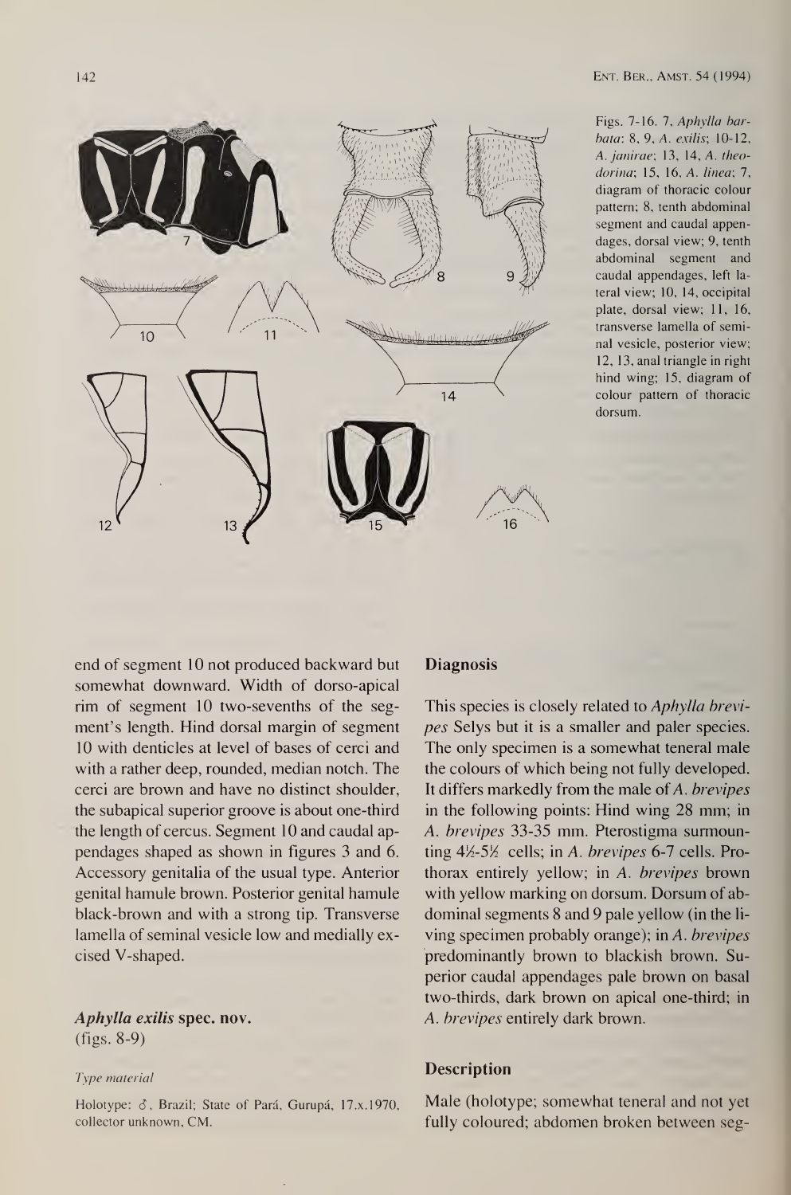Figs. 7-16. 7, *Aphylla barbata*: 8, 9, *A. exilis*; 10-12, *A. janirae*; 13, 14, *A. theodorina*; 15, 16, *A. linea*; 7, diagram of thoracic colour pattern; 8, tenth abdominal segment and caudal appendages, dorsal view; 9, tenth abdominal segment and caudal appendages, left lateral view; 10, 14, occipital plate, dorsal view; 11, 16, transverse lamella of seminal vesicle, posterior view; 12, 13, anal triangle in right hind wing; 15, diagram of colour pattern of thoracic dorsum.

end of segment 10 not produced backward but somewhat downward. Width of dorso-apical rim of segment 10 two-sevenths of the segment's length. Hind dorsal margin of segment 10 with denticles at level of bases of cerci and with a rather deep, rounded, median notch. The cerci are brown and have no distinct shoulder, the subapical superior groove is about one-third the length of cercus. Segment 10 and caudal appendages shaped as shown in figures 3 and 6. Accessory genitalia of the usual type. Anterior genital hamule brown. Posterior genital hamule black-brown and with a strong tip. Transverse lamella of seminal vesicle low and medially excised V-shaped.

### *Aphylla exilis* spec. nov.
(figs. 8-9)

#### *Type material*

Holotype: ♂, Brazil; State of Pará, Gurupá, 17.x.1970, collector unknown, CM.

### Diagnosis

This species is closely related to *Aphylla brevipes* Selys but it is a smaller and paler species. The only specimen is a somewhat teneral male the colours of which being not fully developed. It differs markedly from the male of *A. brevipes* in the following points: Hind wing 28 mm; in *A. brevipes* 33-35 mm. Pterostigma surmounting 4½-5½ cells; in *A. brevipes* 6-7 cells. Prothorax entirely yellow; in *A. brevipes* brown with yellow marking on dorsum. Dorsum of abdominal segments 8 and 9 pale yellow (in the living specimen probably orange); in *A. brevipes* predominantly brown to blackish brown. Superior caudal appendages pale brown on basal two-thirds, dark brown on apical one-third; in *A. brevipes* entirely dark brown.

### Description

Male (holotype; somewhat teneral and not yet fully coloured; abdomen broken between seg-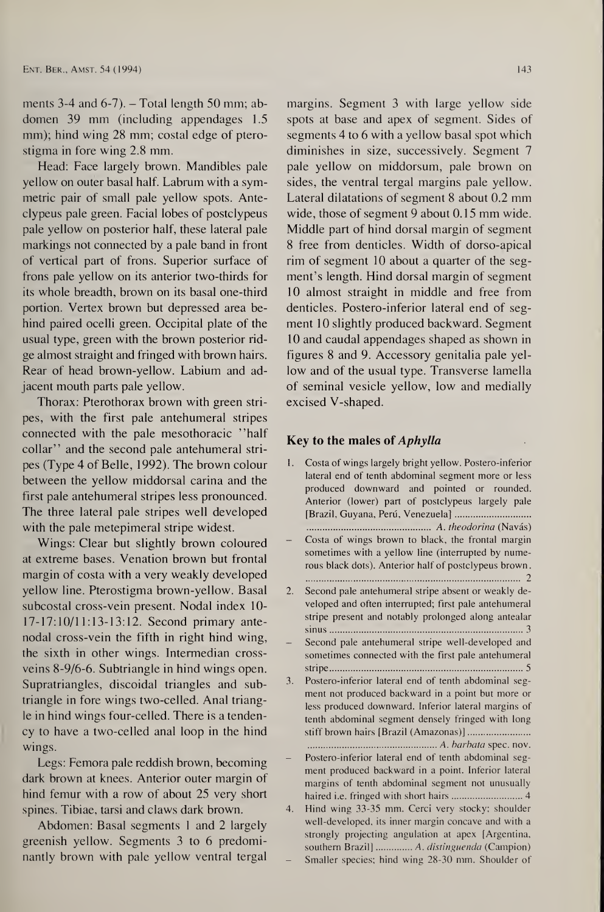ments 3-4 and 6-7). – Total length 50 mm; abdomen 39 mm (including appendages 1.5 mm); hind wing 28 mm; costal edge of pterostigma in fore wing 2.8 mm.

Head: Face largely brown. Mandibles pale yellow on outer basal half. Labrum with a symmetric pair of small pale yellow spots. Anteclypeus pale green. Facial lobes of postclypeus pale yellow on posterior half, these lateral pale markings not connected by a pale band in front of vertical part of frons. Superior surface of frons pale yellow on its anterior two-thirds for its whole breadth, brown on its basal one-third portion. Vertex brown but depressed area behind paired ocelli green. Occipital plate of the usual type, green with the brown posterior ridge almost straight and fringed with brown hairs. Rear of head brown-yellow. Labium and adjacent mouth parts pale yellow.

Thorax: Pterothorax brown with green stripes, with the first pale antehumeral stripes connected with the pale mesothoracic "half collar" and the second pale antehumeral stripes (Type 4 of Belle, 1992). The brown colour between the yellow middorsal carina and the first pale antehumeral stripes less pronounced. The three lateral pale stripes well developed with the pale metepimeral stripe widest.

Wings: Clear but slightly brown coloured at extreme bases. Venation brown but frontal margin of costa with a very weakly developed yellow line. Pterostigma brown-yellow. Basal subcostal cross-vein present. Nodal index 10-17-17:10/11:13-13:12. Second primary antenodal cross-vein the fifth in right hind wing, the sixth in other wings. Intermedian cross-veins 8-9/6-6. Subtriangle in hind wings open. Supratriangles, discoidal triangles and subtriangle in fore wings two-celled. Anal triangle in hind wings four-celled. There is a tendency to have a two-celled anal loop in the hind wings.

Legs: Femora pale reddish brown, becoming dark brown at knees. Anterior outer margin of hind femur with a row of about 25 very short spines. Tibiae, tarsi and claws dark brown.

Abdomen: Basal segments 1 and 2 largely greenish yellow. Segments 3 to 6 predominantly brown with pale yellow ventral tergal margins. Segment 3 with large yellow side spots at base and apex of segment. Sides of segments 4 to 6 with a yellow basal spot which diminishes in size, successively. Segment 7 pale yellow on middorsum, pale brown on sides, the ventral tergal margins pale yellow. Lateral dilatations of segment 8 about 0.2 mm wide, those of segment 9 about 0.15 mm wide. Middle part of hind dorsal margin of segment 8 free from denticles. Width of dorso-apical rim of segment 10 about a quarter of the segment's length. Hind dorsal margin of segment 10 almost straight in middle and free from denticles. Postero-inferior lateral end of segment 10 slightly produced backward. Segment 10 and caudal appendages shaped as shown in figures 8 and 9. Accessory genitalia pale yellow and of the usual type. Transverse lamella of seminal vesicle yellow, low and medially excised V-shaped.

## Key to the males of *Aphylla*

1. Costa of wings largely bright yellow. Postero-inferior lateral end of tenth abdominal segment more or less produced downward and pointed or rounded. Anterior (lower) part of postclypeus largely pale [Brazil, Guyana, Perú, Venezuela] .................................................. *A. theodorina* (Navás)
   – Costa of wings brown to black, the frontal margin sometimes with a yellow line (interrupted by numerous black dots). Anterior half of postclypeus brown. ............................................................................ 2
2. Second pale antehumeral stripe absent or weakly developed and often interrupted; first pale antehumeral stripe present and notably prolonged along antealar sinus ........................................................................ 3
   – Second pale antehumeral stripe well-developed and sometimes connected with the first pale antehumeral stripe......................................................................... 5
3. Postero-inferior lateral end of tenth abdominal segment not produced backward in a point but more or less produced downward. Inferior lateral margins of tenth abdominal segment densely fringed with long stiff brown hairs [Brazil (Amazonas)] ....................... ................................................ *A. barbata* spec. nov.
   – Postero-inferior lateral end of tenth abdominal segment produced backward in a point. Inferior lateral margins of tenth abdominal segment not unusually haired i.e. fringed with short hairs .......................... 4
4. Hind wing 33-35 mm. Cerci very stocky; shoulder well-developed, its inner margin concave and with a strongly projecting angulation at apex [Argentina, southern Brazil] ............. *A. distinguenda* (Campion)
   – Smaller species; hind wing 28-30 mm. Shoulder of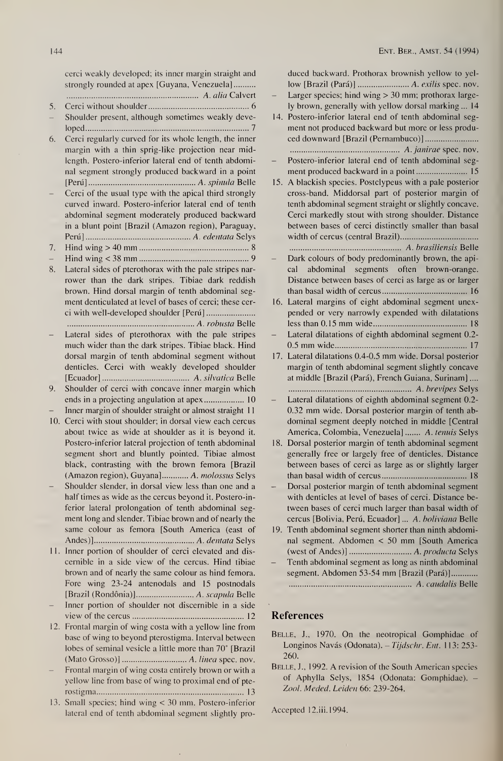cerci weakly developed; its inner margin straight and strongly rounded at apex [Guyana, Venezuela] .......... ............................................................ *A. alia* Calvert

5. Cerci without shoulder ............................................ 6
 – Shoulder present, although sometimes weakly developed ....................................................................... 7
6. Cerci regularly curved for its whole length, the inner margin with a thin sprig-like projection near midlength. Postero-inferior lateral end of tenth abdominal segment strongly produced backward in a point [Perú] ................................................ *A. spinula* Belle
 – Cerci of the usual type with the apical third strongly curved inward. Postero-inferior lateral end of tenth abdominal segment moderately produced backward in a blunt point [Brazil (Amazon region), Paraguay, Perú] ............................................... *A. edentata* Selys
7. Hind wing > 40 mm ................................................ 8
 – Hind wing < 38 mm ................................................ 9
8. Lateral sides of pterothorax with the pale stripes narrower than the dark stripes. Tibiae dark reddish brown. Hind dorsal margin of tenth abdominal segment denticulated at level of bases of cerci; these cerci with well-developed shoulder [Perú] ...................... ......................................................... *A. robusta* Belle
 – Lateral sides of pterothorax with the pale stripes much wider than the dark stripes. Tibiae black. Hind dorsal margin of tenth abdominal segment without denticles. Cerci with weakly developed shoulder [Ecuador] ...................................... *A. silvatica* Belle
9. Shoulder of cerci with concave inner margin which ends in a projecting angulation at apex .................. 10
 – Inner margin of shoulder straight or almost straight 11
10. Cerci with stout shoulder; in dorsal view each cercus about twice as wide at shoulder as it is beyond it. Postero-inferior lateral projection of tenth abdominal segment short and bluntly pointed. Tibiae almost black, contrasting with the brown femora [Brazil (Amazon region), Guyana] ............ *A. molossus* Selys
 – Shoulder slender, in dorsal view less than one and a half times as wide as the cercus beyond it. Postero-inferior lateral prolongation of tenth abdominal segment long and slender. Tibiae brown and of nearly the same colour as femora [South America (east of Andes)] ............................................ *A. dentata* Selys
11. Inner portion of shoulder of cerci elevated and discernible in a side view of the cercus. Hind tibiae brown and of nearly the same colour as hind femora. Fore wing 23-24 antenodals and 15 postnodals [Brazil (Rondônia)] ......................... *A. scapula* Belle
 – Inner portion of shoulder not discernible in a side view of the cercus ................................................. 12
12. Frontal margin of wing costa with a yellow line from base of wing to beyond pterostigma. Interval between lobes of seminal vesicle a little more than 70° [Brazil (Mato Grosso)] ............................ *A. linea* spec. nov.
 – Frontal margin of wing costa entirely brown or with a yellow line from base of wing to proximal end of pterostigma ................................................................. 13
13. Small species; hind wing < 30 mm. Postero-inferior lateral end of tenth abdominal segment slightly produced backward. Prothorax brownish yellow to yellow [Brazil (Pará)] ...................... *A. exilis* spec. nov.
 – Larger species; hind wing > 30 mm; prothorax largely brown, generally with yellow dorsal marking ... 14
14. Postero-inferior lateral end of tenth abdominal segment not produced backward but more or less produced downward [Brazil (Pernambuco)] ........................ ................................................ *A. janirae* spec. nov.
 – Postero-inferior lateral end of tenth abdominal segment produced backward in a point ...................... 15
15. A blackish species. Postclypeus with a pale posterior cross-band. Middorsal part of posterior margin of tenth abdominal segment straight or slightly concave. Cerci markedly stout with strong shoulder. Distance between bases of cerci distinctly smaller than basal width of cercus (central Brazil) .................................. ................................................ *A. brasiliensis* Belle
 – Dark colours of body predominantly brown, the apical abdominal segments often brown-orange. Distance between bases of cerci as large as or larger than basal width of cercus ..................................... 16
16. Lateral margins of eight abdominal segment unexpended or very narrowly expended with dilatations less than 0.15 mm wide ......................................... 18
 – Lateral dilatations of eighth abdominal segment 0.2-0.5 mm wide ......................................................... 17
17. Lateral dilatations 0.4-0.5 mm wide. Dorsal posterior margin of tenth abdominal segment slightly concave at middle [Brazil (Pará), French Guiana, Surinam] .... ...................................................... *A. brevipes* Selys
 – Lateral dilatations of eighth abdominal segment 0.2-0.32 mm wide. Dorsal posterior margin of tenth abdominal segment deeply notched in middle [Central America, Colombia, Venezuela] ....... *A. tenuis* Selys
18. Dorsal posterior margin of tenth abdominal segment generally free or largely free of denticles. Distance between bases of cerci as large as or slightly larger than basal width of cercus ..................................... 18
 – Dorsal posterior margin of tenth abdominal segment with denticles at level of bases of cerci. Distance between bases of cerci much larger than basal width of cercus [Bolivia, Perú, Ecuador] ... *A. boliviana* Belle
19. Tenth abdominal segment shorter than ninth abdominal segment. Abdomen < 50 mm [South America (west of Andes)] ........................... *A. producta* Selys
 – Tenth abdominal segment as long as ninth abdominal segment. Abdomen 53-54 mm [Brazil (Pará)] ............ ..................................................... *A. caudalis* Belle

## References

Belle, J., 1970. On the neotropical Gomphidae of Longinos Navás (Odonata). – *Tijdschr. Ent.* 113: 253-260.

Belle, J., 1992. A revision of the South American species of Aphylla Selys, 1854 (Odonata: Gomphidae). – *Zool. Meded. Leiden* 66: 239-264.

Accepted 12.iii.1994.